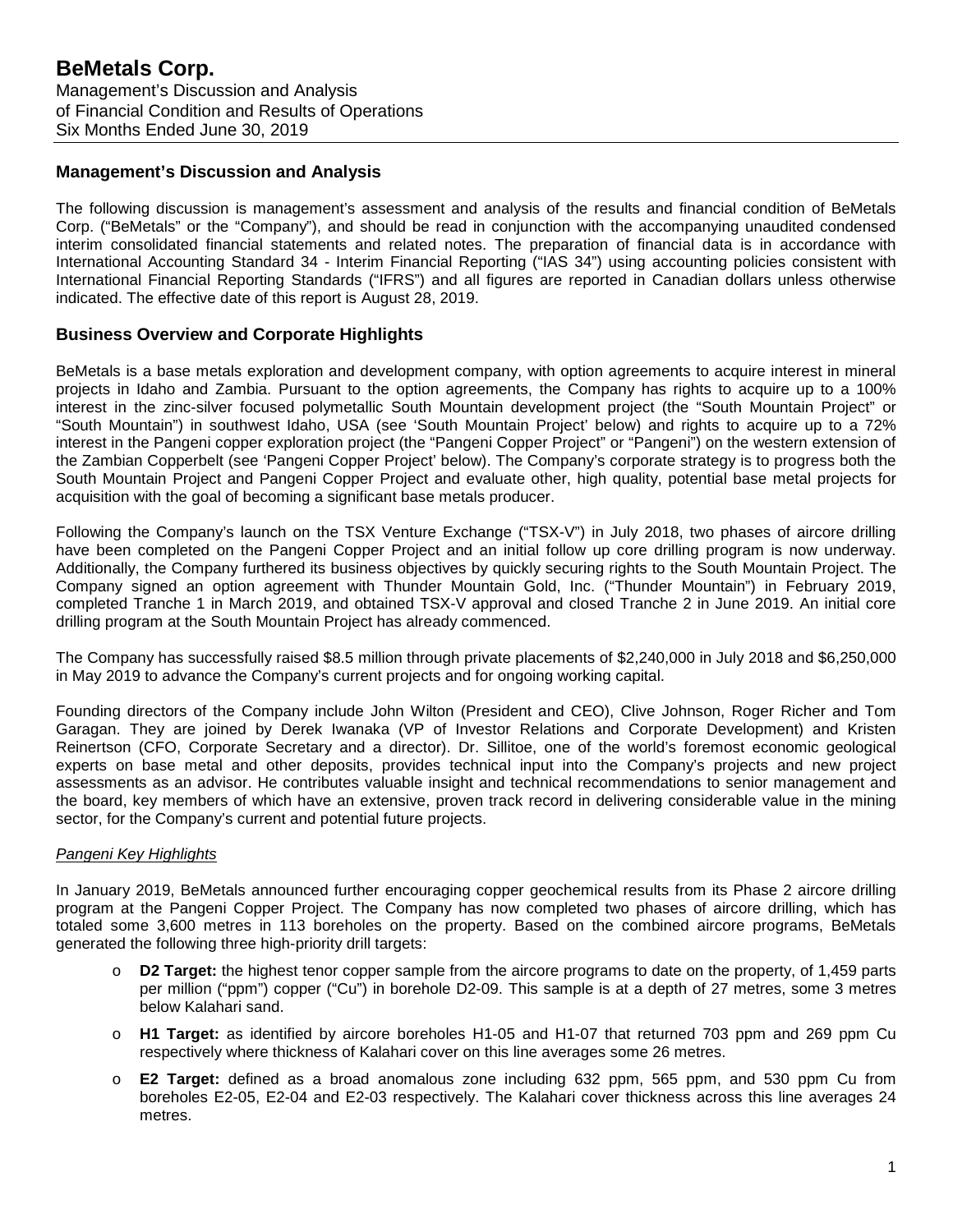# BeMetals Corp.

Management's Discussion and Analysis
of Financial Condition and Results of Operations
Six Months Ended June 30, 2019

## Management's Discussion and Analysis

The following discussion is management's assessment and analysis of the results and financial condition of BeMetals Corp. ("BeMetals" or the "Company"), and should be read in conjunction with the accompanying unaudited condensed interim consolidated financial statements and related notes. The preparation of financial data is in accordance with International Accounting Standard 34 - Interim Financial Reporting ("IAS 34") using accounting policies consistent with International Financial Reporting Standards ("IFRS") and all figures are reported in Canadian dollars unless otherwise indicated. The effective date of this report is August 28, 2019.

## Business Overview and Corporate Highlights

BeMetals is a base metals exploration and development company, with option agreements to acquire interest in mineral projects in Idaho and Zambia. Pursuant to the option agreements, the Company has rights to acquire up to a 100% interest in the zinc-silver focused polymetallic South Mountain development project (the "South Mountain Project" or "South Mountain") in southwest Idaho, USA (see 'South Mountain Project' below) and rights to acquire up to a 72% interest in the Pangeni copper exploration project (the "Pangeni Copper Project" or "Pangeni") on the western extension of the Zambian Copperbelt (see 'Pangeni Copper Project' below). The Company's corporate strategy is to progress both the South Mountain Project and Pangeni Copper Project and evaluate other, high quality, potential base metal projects for acquisition with the goal of becoming a significant base metals producer.

Following the Company's launch on the TSX Venture Exchange ("TSX-V") in July 2018, two phases of aircore drilling have been completed on the Pangeni Copper Project and an initial follow up core drilling program is now underway. Additionally, the Company furthered its business objectives by quickly securing rights to the South Mountain Project. The Company signed an option agreement with Thunder Mountain Gold, Inc. ("Thunder Mountain") in February 2019, completed Tranche 1 in March 2019, and obtained TSX-V approval and closed Tranche 2 in June 2019. An initial core drilling program at the South Mountain Project has already commenced.

The Company has successfully raised $8.5 million through private placements of $2,240,000 in July 2018 and $6,250,000 in May 2019 to advance the Company's current projects and for ongoing working capital.

Founding directors of the Company include John Wilton (President and CEO), Clive Johnson, Roger Richer and Tom Garagan. They are joined by Derek Iwanaka (VP of Investor Relations and Corporate Development) and Kristen Reinertson (CFO, Corporate Secretary and a director). Dr. Sillitoe, one of the world's foremost economic geological experts on base metal and other deposits, provides technical input into the Company's projects and new project assessments as an advisor. He contributes valuable insight and technical recommendations to senior management and the board, key members of which have an extensive, proven track record in delivering considerable value in the mining sector, for the Company's current and potential future projects.

*Pangeni Key Highlights*

In January 2019, BeMetals announced further encouraging copper geochemical results from its Phase 2 aircore drilling program at the Pangeni Copper Project. The Company has now completed two phases of aircore drilling, which has totaled some 3,600 metres in 113 boreholes on the property. Based on the combined aircore programs, BeMetals generated the following three high-priority drill targets:

- **D2 Target:** the highest tenor copper sample from the aircore programs to date on the property, of 1,459 parts per million ("ppm") copper ("Cu") in borehole D2-09. This sample is at a depth of 27 metres, some 3 metres below Kalahari sand.
- **H1 Target:** as identified by aircore boreholes H1-05 and H1-07 that returned 703 ppm and 269 ppm Cu respectively where thickness of Kalahari cover on this line averages some 26 metres.
- **E2 Target:** defined as a broad anomalous zone including 632 ppm, 565 ppm, and 530 ppm Cu from boreholes E2-05, E2-04 and E2-03 respectively. The Kalahari cover thickness across this line averages 24 metres.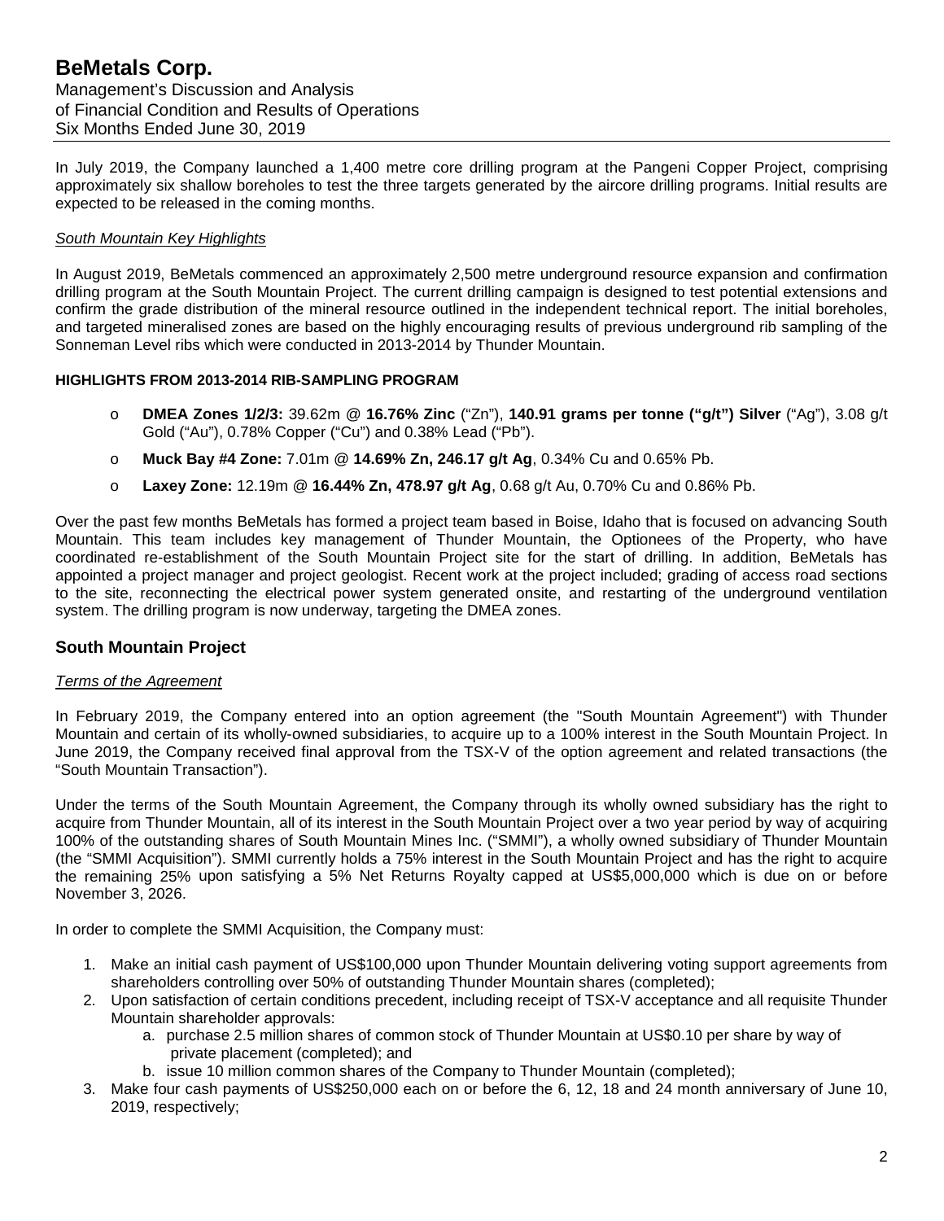In July 2019, the Company launched a 1,400 metre core drilling program at the Pangeni Copper Project, comprising approximately six shallow boreholes to test the three targets generated by the aircore drilling programs. Initial results are expected to be released in the coming months.

*South Mountain Key Highlights*

In August 2019, BeMetals commenced an approximately 2,500 metre underground resource expansion and confirmation drilling program at the South Mountain Project. The current drilling campaign is designed to test potential extensions and confirm the grade distribution of the mineral resource outlined in the independent technical report. The initial boreholes, and targeted mineralised zones are based on the highly encouraging results of previous underground rib sampling of the Sonneman Level ribs which were conducted in 2013-2014 by Thunder Mountain.

**HIGHLIGHTS FROM 2013-2014 RIB-SAMPLING PROGRAM**

- **DMEA Zones 1/2/3:** 39.62m @ **16.76% Zinc** ("Zn"), **140.91 grams per tonne ("g/t") Silver** ("Ag"), 3.08 g/t Gold ("Au"), 0.78% Copper ("Cu") and 0.38% Lead ("Pb").
- **Muck Bay #4 Zone:** 7.01m @ **14.69% Zn, 246.17 g/t Ag**, 0.34% Cu and 0.65% Pb.
- **Laxey Zone:** 12.19m @ **16.44% Zn, 478.97 g/t Ag**, 0.68 g/t Au, 0.70% Cu and 0.86% Pb.

Over the past few months BeMetals has formed a project team based in Boise, Idaho that is focused on advancing South Mountain. This team includes key management of Thunder Mountain, the Optionees of the Property, who have coordinated re-establishment of the South Mountain Project site for the start of drilling. In addition, BeMetals has appointed a project manager and project geologist. Recent work at the project included; grading of access road sections to the site, reconnecting the electrical power system generated onsite, and restarting of the underground ventilation system. The drilling program is now underway, targeting the DMEA zones.

## South Mountain Project

*Terms of the Agreement*

In February 2019, the Company entered into an option agreement (the "South Mountain Agreement") with Thunder Mountain and certain of its wholly-owned subsidiaries, to acquire up to a 100% interest in the South Mountain Project. In June 2019, the Company received final approval from the TSX-V of the option agreement and related transactions (the "South Mountain Transaction").

Under the terms of the South Mountain Agreement, the Company through its wholly owned subsidiary has the right to acquire from Thunder Mountain, all of its interest in the South Mountain Project over a two year period by way of acquiring 100% of the outstanding shares of South Mountain Mines Inc. ("SMMI"), a wholly owned subsidiary of Thunder Mountain (the "SMMI Acquisition"). SMMI currently holds a 75% interest in the South Mountain Project and has the right to acquire the remaining 25% upon satisfying a 5% Net Returns Royalty capped at US$5,000,000 which is due on or before November 3, 2026.

In order to complete the SMMI Acquisition, the Company must:

1. Make an initial cash payment of US$100,000 upon Thunder Mountain delivering voting support agreements from shareholders controlling over 50% of outstanding Thunder Mountain shares (completed);
2. Upon satisfaction of certain conditions precedent, including receipt of TSX-V acceptance and all requisite Thunder Mountain shareholder approvals:
    a. purchase 2.5 million shares of common stock of Thunder Mountain at US$0.10 per share by way of private placement (completed); and
    b. issue 10 million common shares of the Company to Thunder Mountain (completed);
3. Make four cash payments of US$250,000 each on or before the 6, 12, 18 and 24 month anniversary of June 10, 2019, respectively;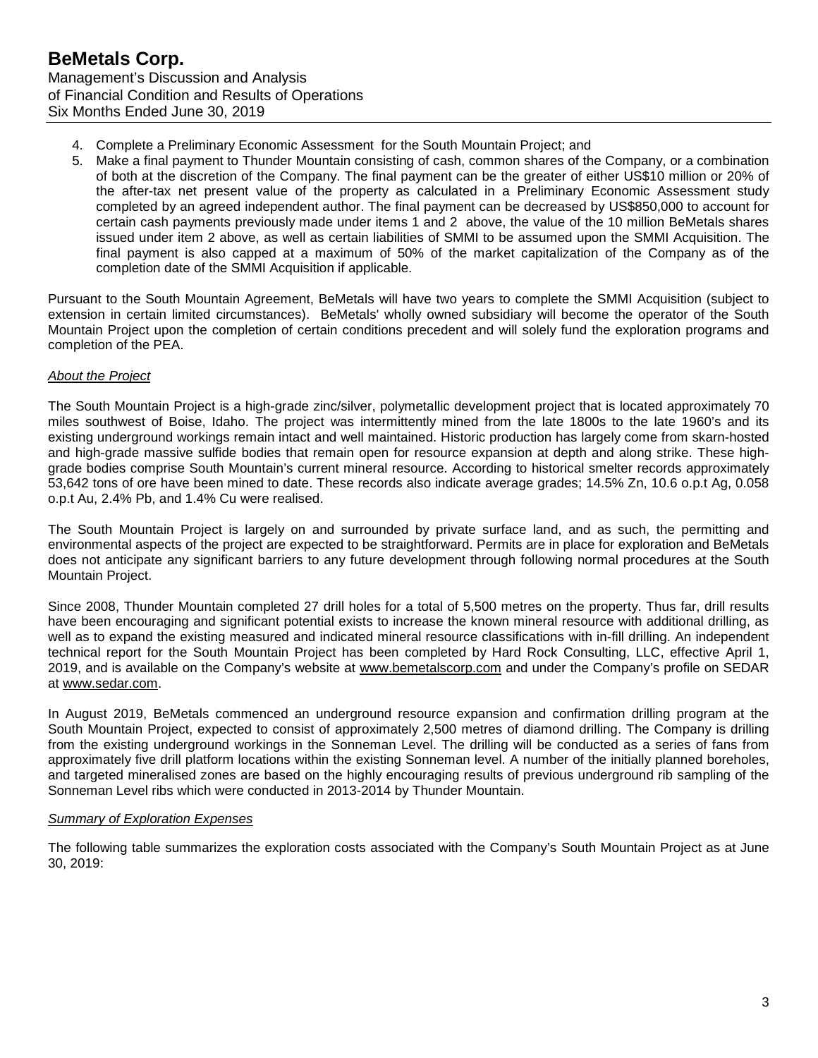4. Complete a Preliminary Economic Assessment for the South Mountain Project; and
5. Make a final payment to Thunder Mountain consisting of cash, common shares of the Company, or a combination of both at the discretion of the Company. The final payment can be the greater of either US$10 million or 20% of the after-tax net present value of the property as calculated in a Preliminary Economic Assessment study completed by an agreed independent author. The final payment can be decreased by US$850,000 to account for certain cash payments previously made under items 1 and 2 above, the value of the 10 million BeMetals shares issued under item 2 above, as well as certain liabilities of SMMI to be assumed upon the SMMI Acquisition. The final payment is also capped at a maximum of 50% of the market capitalization of the Company as of the completion date of the SMMI Acquisition if applicable.

Pursuant to the South Mountain Agreement, BeMetals will have two years to complete the SMMI Acquisition (subject to extension in certain limited circumstances). BeMetals' wholly owned subsidiary will become the operator of the South Mountain Project upon the completion of certain conditions precedent and will solely fund the exploration programs and completion of the PEA.

*About the Project*

The South Mountain Project is a high-grade zinc/silver, polymetallic development project that is located approximately 70 miles southwest of Boise, Idaho. The project was intermittently mined from the late 1800s to the late 1960's and its existing underground workings remain intact and well maintained. Historic production has largely come from skarn-hosted and high-grade massive sulfide bodies that remain open for resource expansion at depth and along strike. These high-grade bodies comprise South Mountain's current mineral resource. According to historical smelter records approximately 53,642 tons of ore have been mined to date. These records also indicate average grades; 14.5% Zn, 10.6 o.p.t Ag, 0.058 o.p.t Au, 2.4% Pb, and 1.4% Cu were realised.

The South Mountain Project is largely on and surrounded by private surface land, and as such, the permitting and environmental aspects of the project are expected to be straightforward. Permits are in place for exploration and BeMetals does not anticipate any significant barriers to any future development through following normal procedures at the South Mountain Project.

Since 2008, Thunder Mountain completed 27 drill holes for a total of 5,500 metres on the property. Thus far, drill results have been encouraging and significant potential exists to increase the known mineral resource with additional drilling, as well as to expand the existing measured and indicated mineral resource classifications with in-fill drilling. An independent technical report for the South Mountain Project has been completed by Hard Rock Consulting, LLC, effective April 1, 2019, and is available on the Company's website at www.bemetalscorp.com and under the Company's profile on SEDAR at www.sedar.com.

In August 2019, BeMetals commenced an underground resource expansion and confirmation drilling program at the South Mountain Project, expected to consist of approximately 2,500 metres of diamond drilling. The Company is drilling from the existing underground workings in the Sonneman Level. The drilling will be conducted as a series of fans from approximately five drill platform locations within the existing Sonneman level. A number of the initially planned boreholes, and targeted mineralised zones are based on the highly encouraging results of previous underground rib sampling of the Sonneman Level ribs which were conducted in 2013-2014 by Thunder Mountain.

*Summary of Exploration Expenses*

The following table summarizes the exploration costs associated with the Company's South Mountain Project as at June 30, 2019: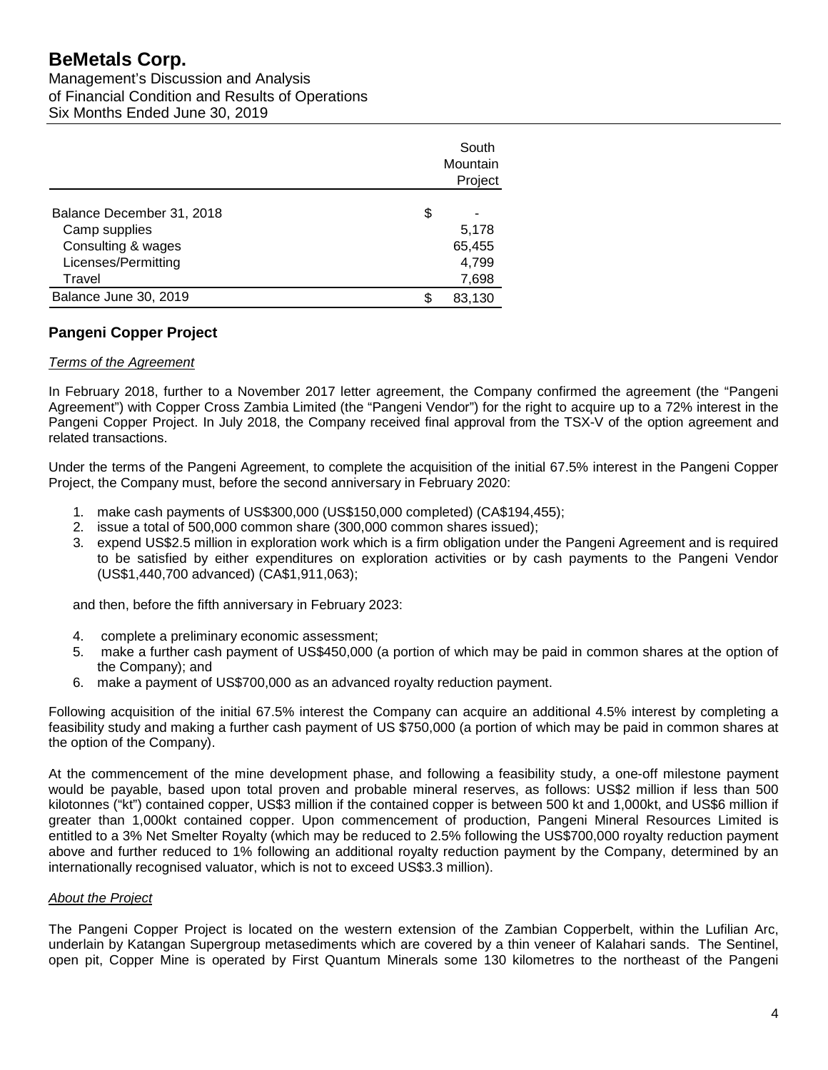| | South Mountain Project |
|---|---|
| Balance December 31, 2018 | $ - |
| Camp supplies | 5,178 |
| Consulting & wages | 65,455 |
| Licenses/Permitting | 4,799 |
| Travel | 7,698 |
| Balance June 30, 2019 | $ 83,130 |

## Pangeni Copper Project

### *Terms of the Agreement*

In February 2018, further to a November 2017 letter agreement, the Company confirmed the agreement (the "Pangeni Agreement") with Copper Cross Zambia Limited (the "Pangeni Vendor") for the right to acquire up to a 72% interest in the Pangeni Copper Project. In July 2018, the Company received final approval from the TSX-V of the option agreement and related transactions.

Under the terms of the Pangeni Agreement, to complete the acquisition of the initial 67.5% interest in the Pangeni Copper Project, the Company must, before the second anniversary in February 2020:

1. make cash payments of US$300,000 (US$150,000 completed) (CA$194,455);
2. issue a total of 500,000 common share (300,000 common shares issued);
3. expend US$2.5 million in exploration work which is a firm obligation under the Pangeni Agreement and is required to be satisfied by either expenditures on exploration activities or by cash payments to the Pangeni Vendor (US$1,440,700 advanced) (CA$1,911,063);

and then, before the fifth anniversary in February 2023:

4. complete a preliminary economic assessment;
5. make a further cash payment of US$450,000 (a portion of which may be paid in common shares at the option of the Company); and
6. make a payment of US$700,000 as an advanced royalty reduction payment.

Following acquisition of the initial 67.5% interest the Company can acquire an additional 4.5% interest by completing a feasibility study and making a further cash payment of US $750,000 (a portion of which may be paid in common shares at the option of the Company).

At the commencement of the mine development phase, and following a feasibility study, a one-off milestone payment would be payable, based upon total proven and probable mineral reserves, as follows: US$2 million if less than 500 kilotonnes ("kt") contained copper, US$3 million if the contained copper is between 500 kt and 1,000kt, and US$6 million if greater than 1,000kt contained copper. Upon commencement of production, Pangeni Mineral Resources Limited is entitled to a 3% Net Smelter Royalty (which may be reduced to 2.5% following the US$700,000 royalty reduction payment above and further reduced to 1% following an additional royalty reduction payment by the Company, determined by an internationally recognised valuator, which is not to exceed US$3.3 million).

### *About the Project*

The Pangeni Copper Project is located on the western extension of the Zambian Copperbelt, within the Lufilian Arc, underlain by Katangan Supergroup metasediments which are covered by a thin veneer of Kalahari sands. The Sentinel, open pit, Copper Mine is operated by First Quantum Minerals some 130 kilometres to the northeast of the Pangeni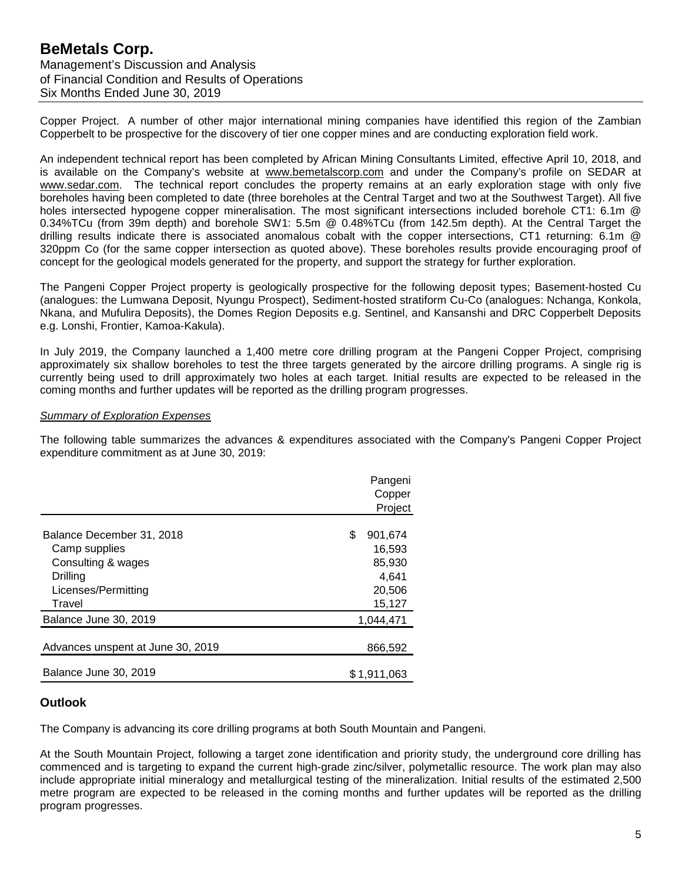Copper Project. A number of other major international mining companies have identified this region of the Zambian Copperbelt to be prospective for the discovery of tier one copper mines and are conducting exploration field work.

An independent technical report has been completed by African Mining Consultants Limited, effective April 10, 2018, and is available on the Company's website at www.bemetalscorp.com and under the Company's profile on SEDAR at www.sedar.com. The technical report concludes the property remains at an early exploration stage with only five boreholes having been completed to date (three boreholes at the Central Target and two at the Southwest Target). All five holes intersected hypogene copper mineralisation. The most significant intersections included borehole CT1: 6.1m @ 0.34%TCu (from 39m depth) and borehole SW1: 5.5m @ 0.48%TCu (from 142.5m depth). At the Central Target the drilling results indicate there is associated anomalous cobalt with the copper intersections, CT1 returning: 6.1m @ 320ppm Co (for the same copper intersection as quoted above). These boreholes results provide encouraging proof of concept for the geological models generated for the property, and support the strategy for further exploration.

The Pangeni Copper Project property is geologically prospective for the following deposit types; Basement-hosted Cu (analogues: the Lumwana Deposit, Nyungu Prospect), Sediment-hosted stratiform Cu-Co (analogues: Nchanga, Konkola, Nkana, and Mufulira Deposits), the Domes Region Deposits e.g. Sentinel, and Kansanshi and DRC Copperbelt Deposits e.g. Lonshi, Frontier, Kamoa-Kakula).

In July 2019, the Company launched a 1,400 metre core drilling program at the Pangeni Copper Project, comprising approximately six shallow boreholes to test the three targets generated by the aircore drilling programs. A single rig is currently being used to drill approximately two holes at each target. Initial results are expected to be released in the coming months and further updates will be reported as the drilling program progresses.

*Summary of Exploration Expenses*

The following table summarizes the advances & expenditures associated with the Company's Pangeni Copper Project expenditure commitment as at June 30, 2019:

| | Pangeni Copper Project |
|---|---|
| Balance December 31, 2018 | $ 901,674 |
| Camp supplies | 16,593 |
| Consulting & wages | 85,930 |
| Drilling | 4,641 |
| Licenses/Permitting | 20,506 |
| Travel | 15,127 |
| Balance June 30, 2019 | 1,044,471 |
| Advances unspent at June 30, 2019 | 866,592 |
| Balance June 30, 2019 | $ 1,911,063 |

## Outlook

The Company is advancing its core drilling programs at both South Mountain and Pangeni.

At the South Mountain Project, following a target zone identification and priority study, the underground core drilling has commenced and is targeting to expand the current high-grade zinc/silver, polymetallic resource. The work plan may also include appropriate initial mineralogy and metallurgical testing of the mineralization. Initial results of the estimated 2,500 metre program are expected to be released in the coming months and further updates will be reported as the drilling program progresses.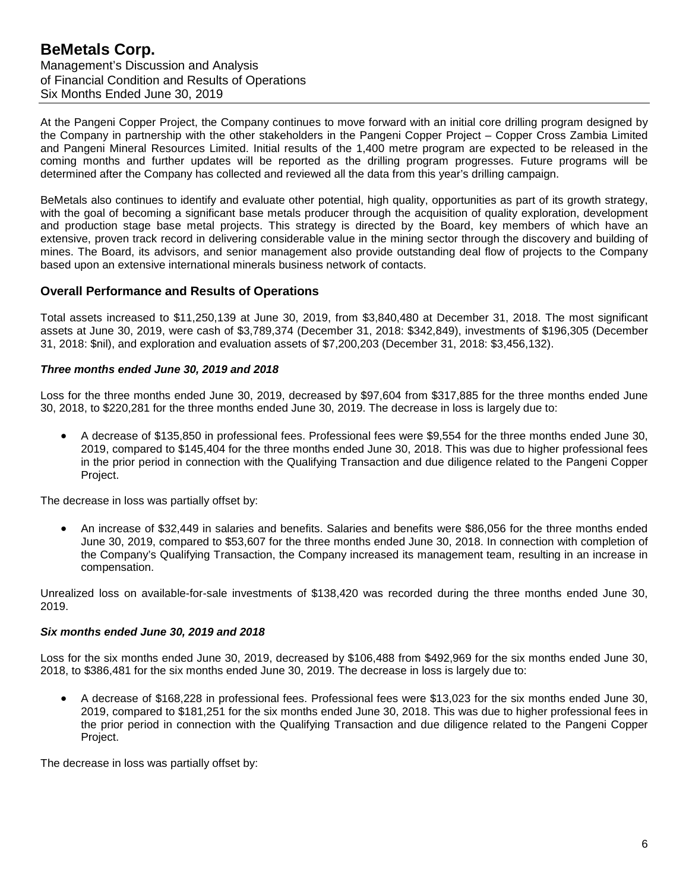At the Pangeni Copper Project, the Company continues to move forward with an initial core drilling program designed by the Company in partnership with the other stakeholders in the Pangeni Copper Project – Copper Cross Zambia Limited and Pangeni Mineral Resources Limited. Initial results of the 1,400 metre program are expected to be released in the coming months and further updates will be reported as the drilling program progresses. Future programs will be determined after the Company has collected and reviewed all the data from this year's drilling campaign.

BeMetals also continues to identify and evaluate other potential, high quality, opportunities as part of its growth strategy, with the goal of becoming a significant base metals producer through the acquisition of quality exploration, development and production stage base metal projects. This strategy is directed by the Board, key members of which have an extensive, proven track record in delivering considerable value in the mining sector through the discovery and building of mines. The Board, its advisors, and senior management also provide outstanding deal flow of projects to the Company based upon an extensive international minerals business network of contacts.

## Overall Performance and Results of Operations

Total assets increased to $11,250,139 at June 30, 2019, from $3,840,480 at December 31, 2018. The most significant assets at June 30, 2019, were cash of $3,789,374 (December 31, 2018: $342,849), investments of $196,305 (December 31, 2018: $nil), and exploration and evaluation assets of $7,200,203 (December 31, 2018: $3,456,132).

### *Three months ended June 30, 2019 and 2018*

Loss for the three months ended June 30, 2019, decreased by $97,604 from $317,885 for the three months ended June 30, 2018, to $220,281 for the three months ended June 30, 2019. The decrease in loss is largely due to:

- A decrease of $135,850 in professional fees. Professional fees were $9,554 for the three months ended June 30, 2019, compared to $145,404 for the three months ended June 30, 2018. This was due to higher professional fees in the prior period in connection with the Qualifying Transaction and due diligence related to the Pangeni Copper Project.

The decrease in loss was partially offset by:

- An increase of $32,449 in salaries and benefits. Salaries and benefits were $86,056 for the three months ended June 30, 2019, compared to $53,607 for the three months ended June 30, 2018. In connection with completion of the Company's Qualifying Transaction, the Company increased its management team, resulting in an increase in compensation.

Unrealized loss on available-for-sale investments of $138,420 was recorded during the three months ended June 30, 2019.

### *Six months ended June 30, 2019 and 2018*

Loss for the six months ended June 30, 2019, decreased by $106,488 from $492,969 for the six months ended June 30, 2018, to $386,481 for the six months ended June 30, 2019. The decrease in loss is largely due to:

- A decrease of $168,228 in professional fees. Professional fees were $13,023 for the six months ended June 30, 2019, compared to $181,251 for the six months ended June 30, 2018. This was due to higher professional fees in the prior period in connection with the Qualifying Transaction and due diligence related to the Pangeni Copper Project.

The decrease in loss was partially offset by: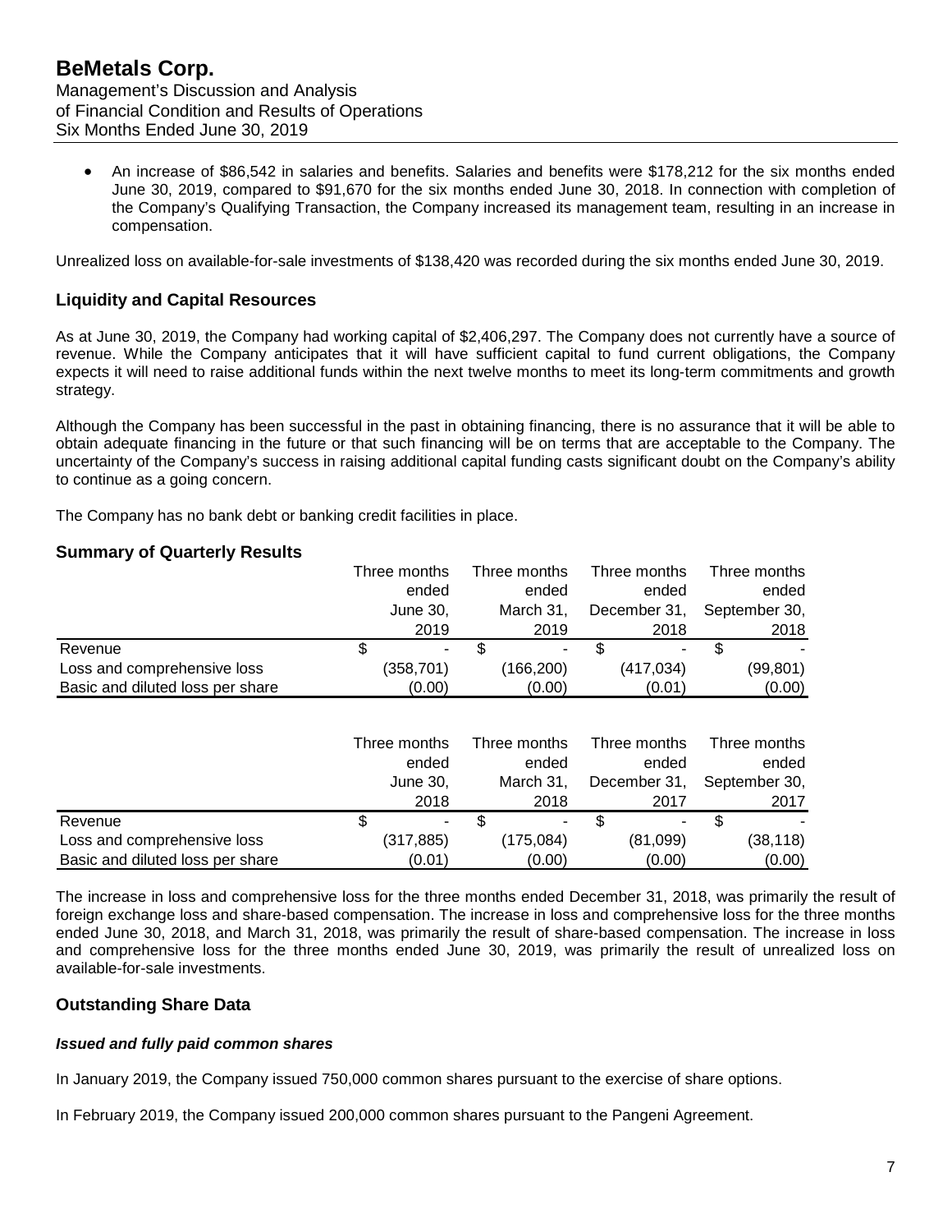- An increase of $86,542 in salaries and benefits. Salaries and benefits were $178,212 for the six months ended June 30, 2019, compared to $91,670 for the six months ended June 30, 2018. In connection with completion of the Company's Qualifying Transaction, the Company increased its management team, resulting in an increase in compensation.

Unrealized loss on available-for-sale investments of $138,420 was recorded during the six months ended June 30, 2019.

## Liquidity and Capital Resources

As at June 30, 2019, the Company had working capital of $2,406,297. The Company does not currently have a source of revenue. While the Company anticipates that it will have sufficient capital to fund current obligations, the Company expects it will need to raise additional funds within the next twelve months to meet its long-term commitments and growth strategy.

Although the Company has been successful in the past in obtaining financing, there is no assurance that it will be able to obtain adequate financing in the future or that such financing will be on terms that are acceptable to the Company. The uncertainty of the Company's success in raising additional capital funding casts significant doubt on the Company's ability to continue as a going concern.

The Company has no bank debt or banking credit facilities in place.

## Summary of Quarterly Results

| | Three months ended June 30, 2019 | Three months ended March 31, 2019 | Three months ended December 31, 2018 | Three months ended September 30, 2018 |
|---|---|---|---|---|
| Revenue | $ - | $ - | $ - | $ - |
| Loss and comprehensive loss | (358,701) | (166,200) | (417,034) | (99,801) |
| Basic and diluted loss per share | (0.00) | (0.00) | (0.01) | (0.00) |

| | Three months ended June 30, 2018 | Three months ended March 31, 2018 | Three months ended December 31, 2017 | Three months ended September 30, 2017 |
|---|---|---|---|---|
| Revenue | $ - | $ - | $ - | $ - |
| Loss and comprehensive loss | (317,885) | (175,084) | (81,099) | (38,118) |
| Basic and diluted loss per share | (0.01) | (0.00) | (0.00) | (0.00) |

The increase in loss and comprehensive loss for the three months ended December 31, 2018, was primarily the result of foreign exchange loss and share-based compensation. The increase in loss and comprehensive loss for the three months ended June 30, 2018, and March 31, 2018, was primarily the result of share-based compensation. The increase in loss and comprehensive loss for the three months ended June 30, 2019, was primarily the result of unrealized loss on available-for-sale investments.

## Outstanding Share Data

### *Issued and fully paid common shares*

In January 2019, the Company issued 750,000 common shares pursuant to the exercise of share options.

In February 2019, the Company issued 200,000 common shares pursuant to the Pangeni Agreement.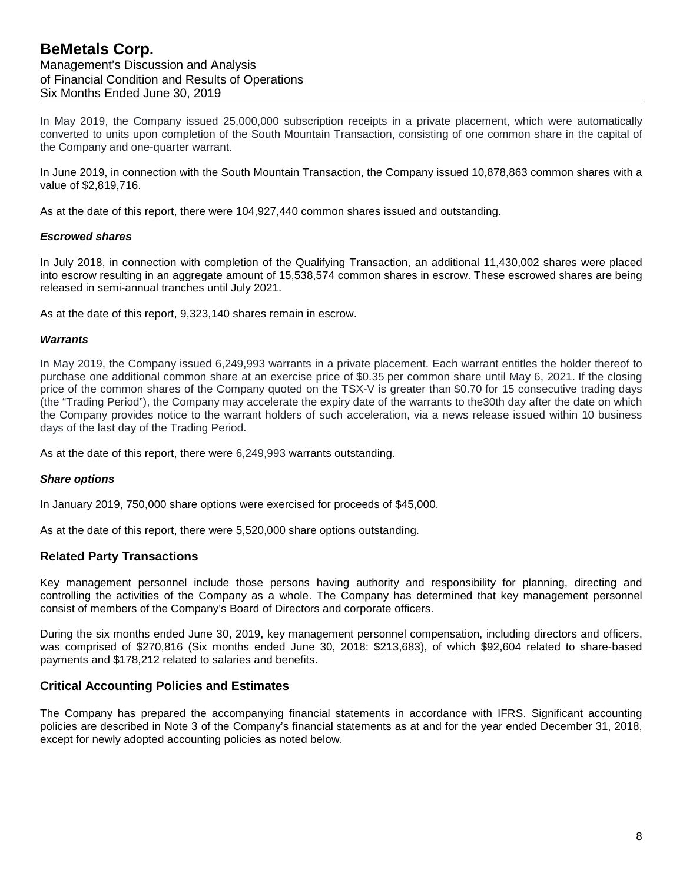In May 2019, the Company issued 25,000,000 subscription receipts in a private placement, which were automatically converted to units upon completion of the South Mountain Transaction, consisting of one common share in the capital of the Company and one-quarter warrant.

In June 2019, in connection with the South Mountain Transaction, the Company issued 10,878,863 common shares with a value of $2,819,716.

As at the date of this report, there were 104,927,440 common shares issued and outstanding.

***Escrowed shares***

In July 2018, in connection with completion of the Qualifying Transaction, an additional 11,430,002 shares were placed into escrow resulting in an aggregate amount of 15,538,574 common shares in escrow. These escrowed shares are being released in semi-annual tranches until July 2021.

As at the date of this report, 9,323,140 shares remain in escrow.

***Warrants***

In May 2019, the Company issued 6,249,993 warrants in a private placement. Each warrant entitles the holder thereof to purchase one additional common share at an exercise price of $0.35 per common share until May 6, 2021. If the closing price of the common shares of the Company quoted on the TSX-V is greater than $0.70 for 15 consecutive trading days (the "Trading Period"), the Company may accelerate the expiry date of the warrants to the30th day after the date on which the Company provides notice to the warrant holders of such acceleration, via a news release issued within 10 business days of the last day of the Trading Period.

As at the date of this report, there were 6,249,993 warrants outstanding.

***Share options***

In January 2019, 750,000 share options were exercised for proceeds of $45,000.

As at the date of this report, there were 5,520,000 share options outstanding.

## Related Party Transactions

Key management personnel include those persons having authority and responsibility for planning, directing and controlling the activities of the Company as a whole. The Company has determined that key management personnel consist of members of the Company's Board of Directors and corporate officers.

During the six months ended June 30, 2019, key management personnel compensation, including directors and officers, was comprised of $270,816 (Six months ended June 30, 2018: $213,683), of which $92,604 related to share-based payments and $178,212 related to salaries and benefits.

## Critical Accounting Policies and Estimates

The Company has prepared the accompanying financial statements in accordance with IFRS. Significant accounting policies are described in Note 3 of the Company's financial statements as at and for the year ended December 31, 2018, except for newly adopted accounting policies as noted below.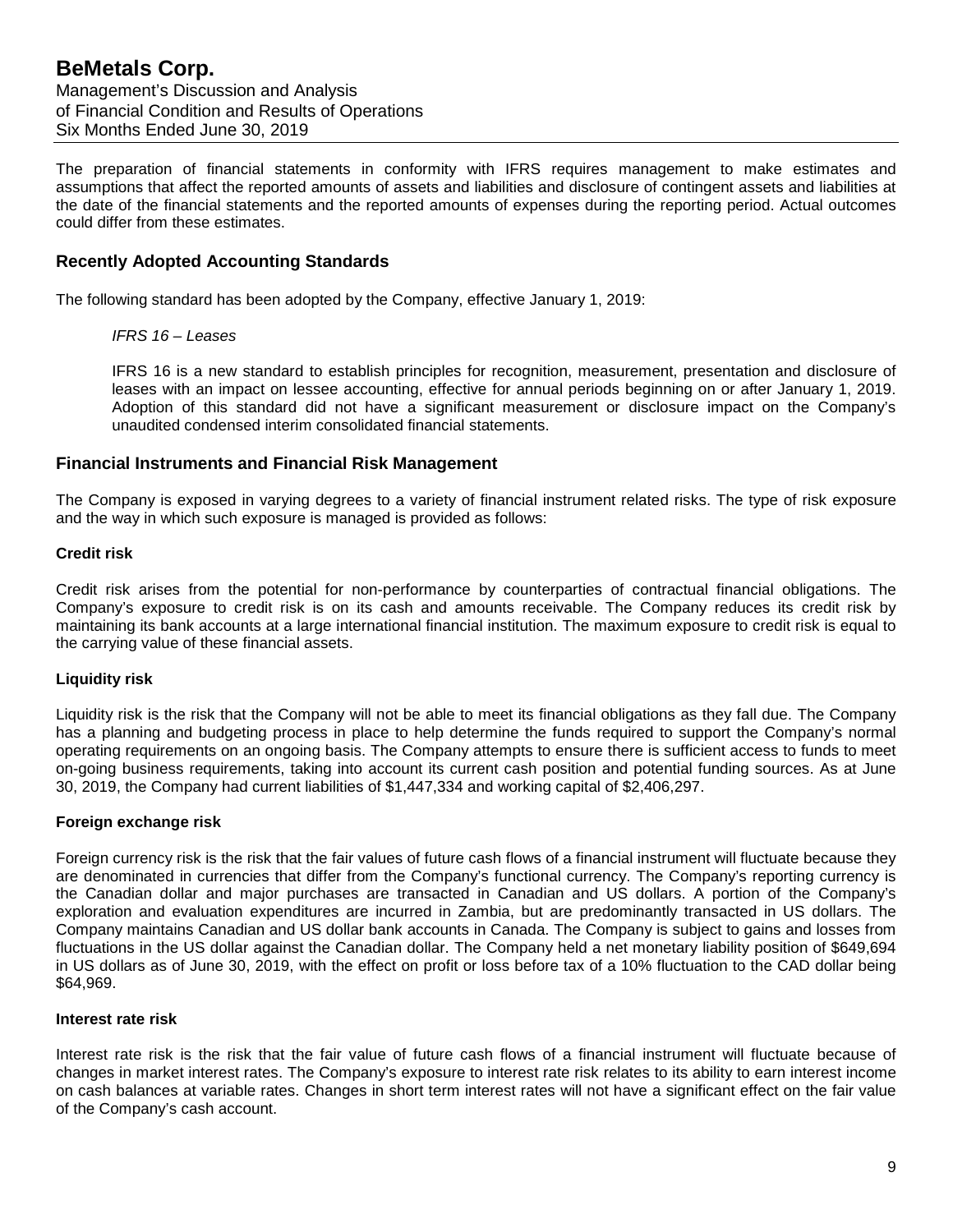The preparation of financial statements in conformity with IFRS requires management to make estimates and assumptions that affect the reported amounts of assets and liabilities and disclosure of contingent assets and liabilities at the date of the financial statements and the reported amounts of expenses during the reporting period. Actual outcomes could differ from these estimates.

## Recently Adopted Accounting Standards

The following standard has been adopted by the Company, effective January 1, 2019:

*IFRS 16 – Leases*

IFRS 16 is a new standard to establish principles for recognition, measurement, presentation and disclosure of leases with an impact on lessee accounting, effective for annual periods beginning on or after January 1, 2019. Adoption of this standard did not have a significant measurement or disclosure impact on the Company's unaudited condensed interim consolidated financial statements.

## Financial Instruments and Financial Risk Management

The Company is exposed in varying degrees to a variety of financial instrument related risks. The type of risk exposure and the way in which such exposure is managed is provided as follows:

### Credit risk

Credit risk arises from the potential for non-performance by counterparties of contractual financial obligations. The Company's exposure to credit risk is on its cash and amounts receivable. The Company reduces its credit risk by maintaining its bank accounts at a large international financial institution. The maximum exposure to credit risk is equal to the carrying value of these financial assets.

### Liquidity risk

Liquidity risk is the risk that the Company will not be able to meet its financial obligations as they fall due. The Company has a planning and budgeting process in place to help determine the funds required to support the Company's normal operating requirements on an ongoing basis. The Company attempts to ensure there is sufficient access to funds to meet on-going business requirements, taking into account its current cash position and potential funding sources. As at June 30, 2019, the Company had current liabilities of $1,447,334 and working capital of $2,406,297.

### Foreign exchange risk

Foreign currency risk is the risk that the fair values of future cash flows of a financial instrument will fluctuate because they are denominated in currencies that differ from the Company's functional currency. The Company's reporting currency is the Canadian dollar and major purchases are transacted in Canadian and US dollars. A portion of the Company's exploration and evaluation expenditures are incurred in Zambia, but are predominantly transacted in US dollars. The Company maintains Canadian and US dollar bank accounts in Canada. The Company is subject to gains and losses from fluctuations in the US dollar against the Canadian dollar. The Company held a net monetary liability position of $649,694 in US dollars as of June 30, 2019, with the effect on profit or loss before tax of a 10% fluctuation to the CAD dollar being $64,969.

### Interest rate risk

Interest rate risk is the risk that the fair value of future cash flows of a financial instrument will fluctuate because of changes in market interest rates. The Company's exposure to interest rate risk relates to its ability to earn interest income on cash balances at variable rates. Changes in short term interest rates will not have a significant effect on the fair value of the Company's cash account.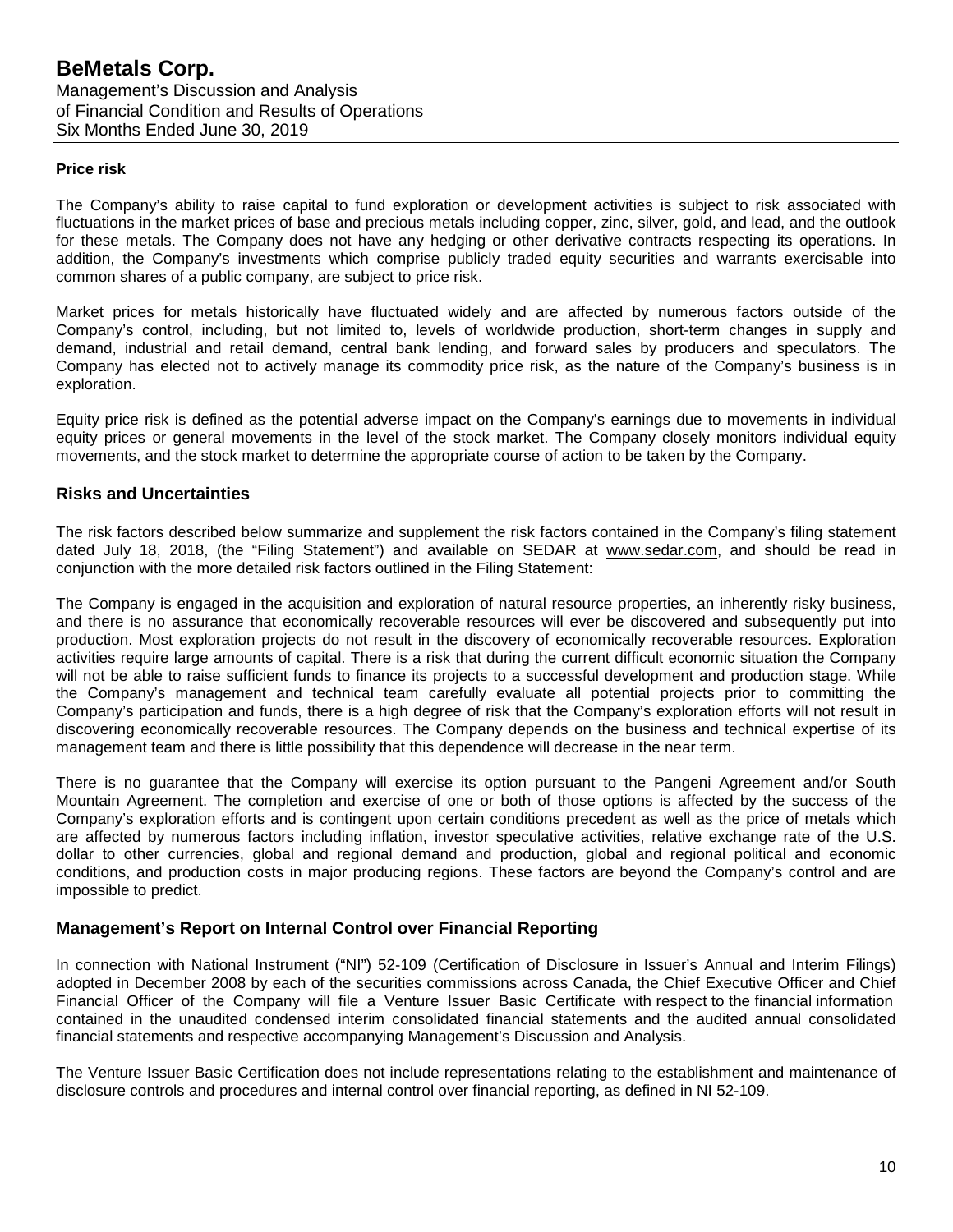#### Price risk

The Company's ability to raise capital to fund exploration or development activities is subject to risk associated with fluctuations in the market prices of base and precious metals including copper, zinc, silver, gold, and lead, and the outlook for these metals. The Company does not have any hedging or other derivative contracts respecting its operations. In addition, the Company's investments which comprise publicly traded equity securities and warrants exercisable into common shares of a public company, are subject to price risk.

Market prices for metals historically have fluctuated widely and are affected by numerous factors outside of the Company's control, including, but not limited to, levels of worldwide production, short-term changes in supply and demand, industrial and retail demand, central bank lending, and forward sales by producers and speculators. The Company has elected not to actively manage its commodity price risk, as the nature of the Company's business is in exploration.

Equity price risk is defined as the potential adverse impact on the Company's earnings due to movements in individual equity prices or general movements in the level of the stock market. The Company closely monitors individual equity movements, and the stock market to determine the appropriate course of action to be taken by the Company.

## Risks and Uncertainties

The risk factors described below summarize and supplement the risk factors contained in the Company's filing statement dated July 18, 2018, (the "Filing Statement") and available on SEDAR at www.sedar.com, and should be read in conjunction with the more detailed risk factors outlined in the Filing Statement:

The Company is engaged in the acquisition and exploration of natural resource properties, an inherently risky business, and there is no assurance that economically recoverable resources will ever be discovered and subsequently put into production. Most exploration projects do not result in the discovery of economically recoverable resources. Exploration activities require large amounts of capital. There is a risk that during the current difficult economic situation the Company will not be able to raise sufficient funds to finance its projects to a successful development and production stage. While the Company's management and technical team carefully evaluate all potential projects prior to committing the Company's participation and funds, there is a high degree of risk that the Company's exploration efforts will not result in discovering economically recoverable resources. The Company depends on the business and technical expertise of its management team and there is little possibility that this dependence will decrease in the near term.

There is no guarantee that the Company will exercise its option pursuant to the Pangeni Agreement and/or South Mountain Agreement. The completion and exercise of one or both of those options is affected by the success of the Company's exploration efforts and is contingent upon certain conditions precedent as well as the price of metals which are affected by numerous factors including inflation, investor speculative activities, relative exchange rate of the U.S. dollar to other currencies, global and regional demand and production, global and regional political and economic conditions, and production costs in major producing regions. These factors are beyond the Company's control and are impossible to predict.

## Management's Report on Internal Control over Financial Reporting

In connection with National Instrument ("NI") 52-109 (Certification of Disclosure in Issuer's Annual and Interim Filings) adopted in December 2008 by each of the securities commissions across Canada, the Chief Executive Officer and Chief Financial Officer of the Company will file a Venture Issuer Basic Certificate with respect to the financial information contained in the unaudited condensed interim consolidated financial statements and the audited annual consolidated financial statements and respective accompanying Management's Discussion and Analysis.

The Venture Issuer Basic Certification does not include representations relating to the establishment and maintenance of disclosure controls and procedures and internal control over financial reporting, as defined in NI 52-109.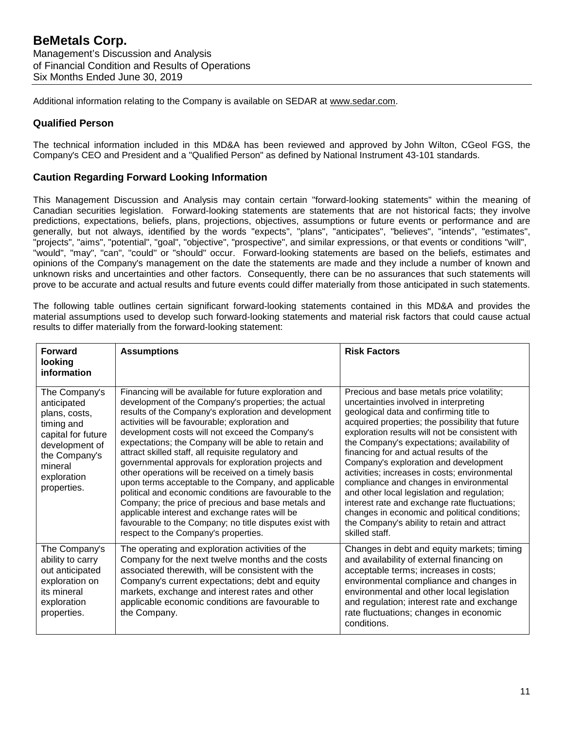Additional information relating to the Company is available on SEDAR at www.sedar.com.

## Qualified Person

The technical information included in this MD&A has been reviewed and approved by John Wilton, CGeol FGS, the Company's CEO and President and a "Qualified Person" as defined by National Instrument 43-101 standards.

## Caution Regarding Forward Looking Information

This Management Discussion and Analysis may contain certain "forward-looking statements" within the meaning of Canadian securities legislation. Forward-looking statements are statements that are not historical facts; they involve predictions, expectations, beliefs, plans, projections, objectives, assumptions or future events or performance and are generally, but not always, identified by the words "expects", "plans", "anticipates", "believes", "intends", "estimates", "projects", "aims", "potential", "goal", "objective", "prospective", and similar expressions, or that events or conditions "will", "would", "may", "can", "could" or "should" occur. Forward-looking statements are based on the beliefs, estimates and opinions of the Company's management on the date the statements are made and they include a number of known and unknown risks and uncertainties and other factors. Consequently, there can be no assurances that such statements will prove to be accurate and actual results and future events could differ materially from those anticipated in such statements.

The following table outlines certain significant forward-looking statements contained in this MD&A and provides the material assumptions used to develop such forward-looking statements and material risk factors that could cause actual results to differ materially from the forward-looking statement:

| Forward looking information | Assumptions | Risk Factors |
|---|---|---|
| The Company's anticipated plans, costs, timing and capital for future development of the Company's mineral exploration properties. | Financing will be available for future exploration and development of the Company's properties; the actual results of the Company's exploration and development activities will be favourable; exploration and development costs will not exceed the Company's expectations; the Company will be able to retain and attract skilled staff, all requisite regulatory and governmental approvals for exploration projects and other operations will be received on a timely basis upon terms acceptable to the Company, and applicable political and economic conditions are favourable to the Company; the price of precious and base metals and applicable interest and exchange rates will be favourable to the Company; no title disputes exist with respect to the Company's properties. | Precious and base metals price volatility; uncertainties involved in interpreting geological data and confirming title to acquired properties; the possibility that future exploration results will not be consistent with the Company's expectations; availability of financing for and actual results of the Company's exploration and development activities; increases in costs; environmental compliance and changes in environmental and other local legislation and regulation; interest rate and exchange rate fluctuations; changes in economic and political conditions; the Company's ability to retain and attract skilled staff. |
| The Company's ability to carry out anticipated exploration on its mineral exploration properties. | The operating and exploration activities of the Company for the next twelve months and the costs associated therewith, will be consistent with the Company's current expectations; debt and equity markets, exchange and interest rates and other applicable economic conditions are favourable to the Company. | Changes in debt and equity markets; timing and availability of external financing on acceptable terms; increases in costs; environmental compliance and changes in environmental and other local legislation and regulation; interest rate and exchange rate fluctuations; changes in economic conditions. |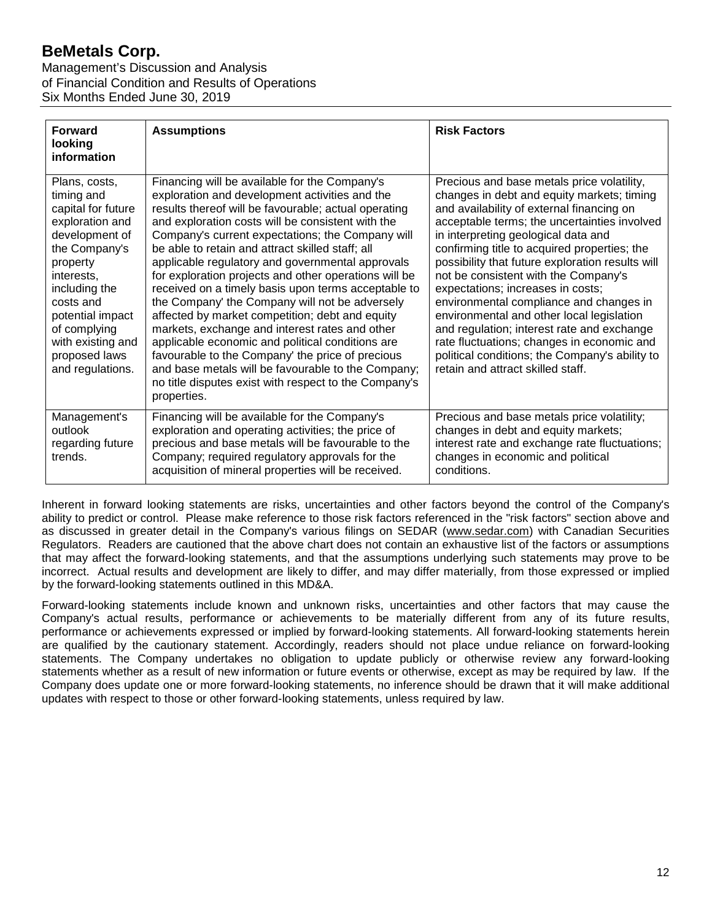| Forward looking information | Assumptions | Risk Factors |
|---|---|---|
| Plans, costs, timing and capital for future exploration and development of the Company's property interests, including the costs and potential impact of complying with existing and proposed laws and regulations. | Financing will be available for the Company's exploration and development activities and the results thereof will be favourable; actual operating and exploration costs will be consistent with the Company's current expectations; the Company will be able to retain and attract skilled staff; all applicable regulatory and governmental approvals for exploration projects and other operations will be received on a timely basis upon terms acceptable to the Company' the Company will not be adversely affected by market competition; debt and equity markets, exchange and interest rates and other applicable economic and political conditions are favourable to the Company' the price of precious and base metals will be favourable to the Company; no title disputes exist with respect to the Company's properties. | Precious and base metals price volatility, changes in debt and equity markets; timing and availability of external financing on acceptable terms; the uncertainties involved in interpreting geological data and confirming title to acquired properties; the possibility that future exploration results will not be consistent with the Company's expectations; increases in costs; environmental compliance and changes in environmental and other local legislation and regulation; interest rate and exchange rate fluctuations; changes in economic and political conditions; the Company's ability to retain and attract skilled staff. |
| Management's outlook regarding future trends. | Financing will be available for the Company's exploration and operating activities; the price of precious and base metals will be favourable to the Company; required regulatory approvals for the acquisition of mineral properties will be received. | Precious and base metals price volatility; changes in debt and equity markets; interest rate and exchange rate fluctuations; changes in economic and political conditions. |

Inherent in forward looking statements are risks, uncertainties and other factors beyond the control of the Company's ability to predict or control. Please make reference to those risk factors referenced in the "risk factors" section above and as discussed in greater detail in the Company's various filings on SEDAR (www.sedar.com) with Canadian Securities Regulators. Readers are cautioned that the above chart does not contain an exhaustive list of the factors or assumptions that may affect the forward-looking statements, and that the assumptions underlying such statements may prove to be incorrect. Actual results and development are likely to differ, and may differ materially, from those expressed or implied by the forward-looking statements outlined in this MD&A.

Forward-looking statements include known and unknown risks, uncertainties and other factors that may cause the Company's actual results, performance or achievements to be materially different from any of its future results, performance or achievements expressed or implied by forward-looking statements. All forward-looking statements herein are qualified by the cautionary statement. Accordingly, readers should not place undue reliance on forward-looking statements. The Company undertakes no obligation to update publicly or otherwise review any forward-looking statements whether as a result of new information or future events or otherwise, except as may be required by law. If the Company does update one or more forward-looking statements, no inference should be drawn that it will make additional updates with respect to those or other forward-looking statements, unless required by law.